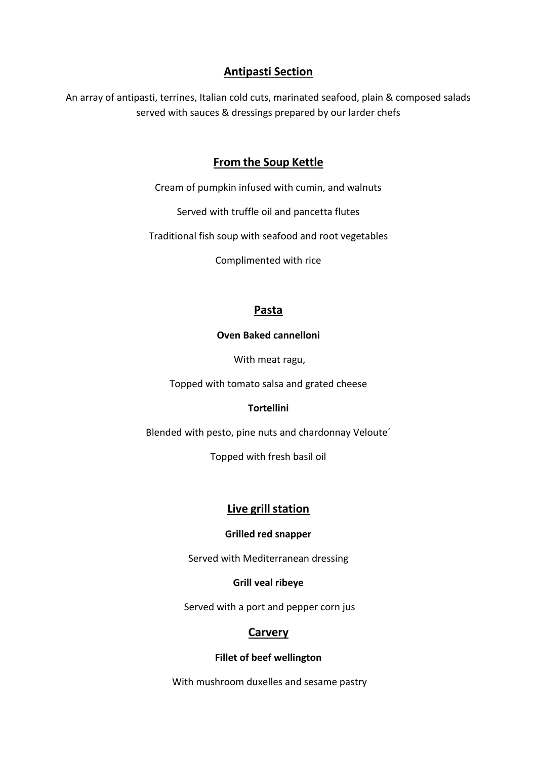## Antipasti Section

An array of antipasti, terrines, Italian cold cuts, marinated seafood, plain & composed salads served with sauces & dressings prepared by our larder chefs

## From the Soup Kettle

Cream of pumpkin infused with cumin, and walnuts

Served with truffle oil and pancetta flutes

Traditional fish soup with seafood and root vegetables

Complimented with rice

## Pasta

**Oven Baked cannelloni**

With meat ragu,

Topped with tomato salsa and grated cheese

**Tortellini**

Blended with pesto, pine nuts and chardonnay Veloute´

Topped with fresh basil oil

## Live grill station

**Grilled red snapper**

Served with Mediterranean dressing

**Grill veal ribeye**

Served with a port and pepper corn jus

## Carvery

**Fillet of beef wellington**

With mushroom duxelles and sesame pastry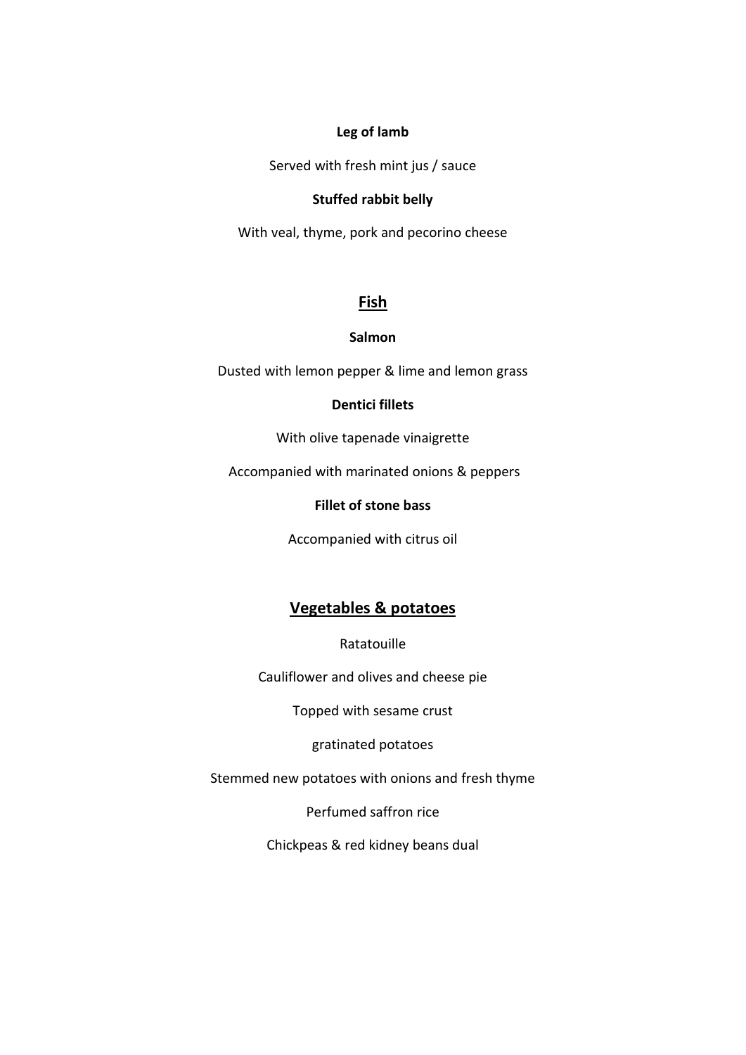**Leg of lamb**

Served with fresh mint jus / sauce

**Stuffed rabbit belly**

With veal, thyme, pork and pecorino cheese

## Fish

**Salmon**

Dusted with lemon pepper & lime and lemon grass

**Dentici fillets**

With olive tapenade vinaigrette

Accompanied with marinated onions & peppers

**Fillet of stone bass**

Accompanied with citrus oil

## Vegetables & potatoes

Ratatouille

Cauliflower and olives and cheese pie

Topped with sesame crust

gratinated potatoes

Stemmed new potatoes with onions and fresh thyme

Perfumed saffron rice

Chickpeas & red kidney beans dual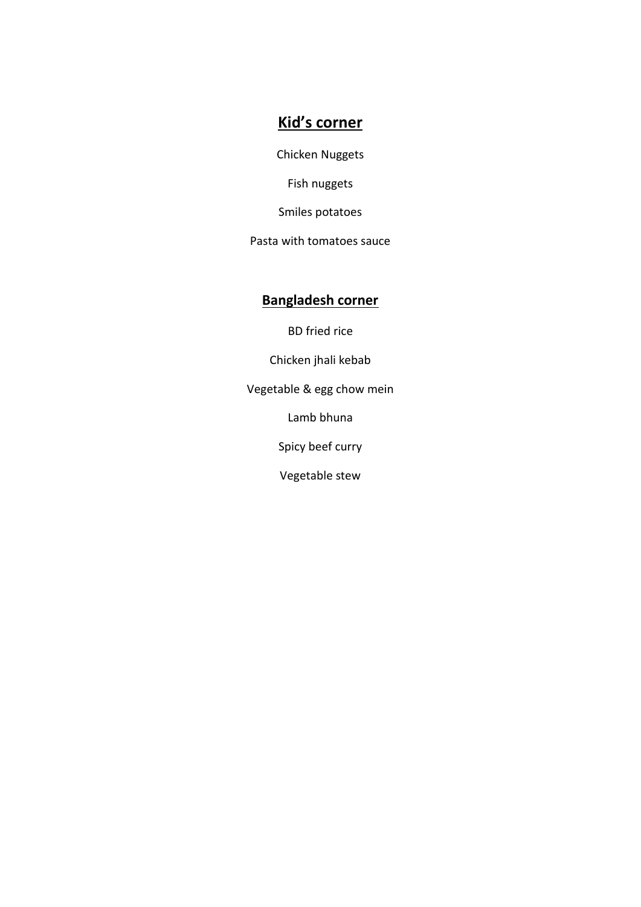## <u>Kid's corner</u>

Chicken Nuggets

Fish nuggets

Smiles potatoes

Pasta with tomatoes sauce

## <u>Bangladesh corner</u>

BD fried rice

Chicken jhali kebab

Vegetable & egg chow mein

Lamb bhuna

Spicy beef curry

Vegetable stew